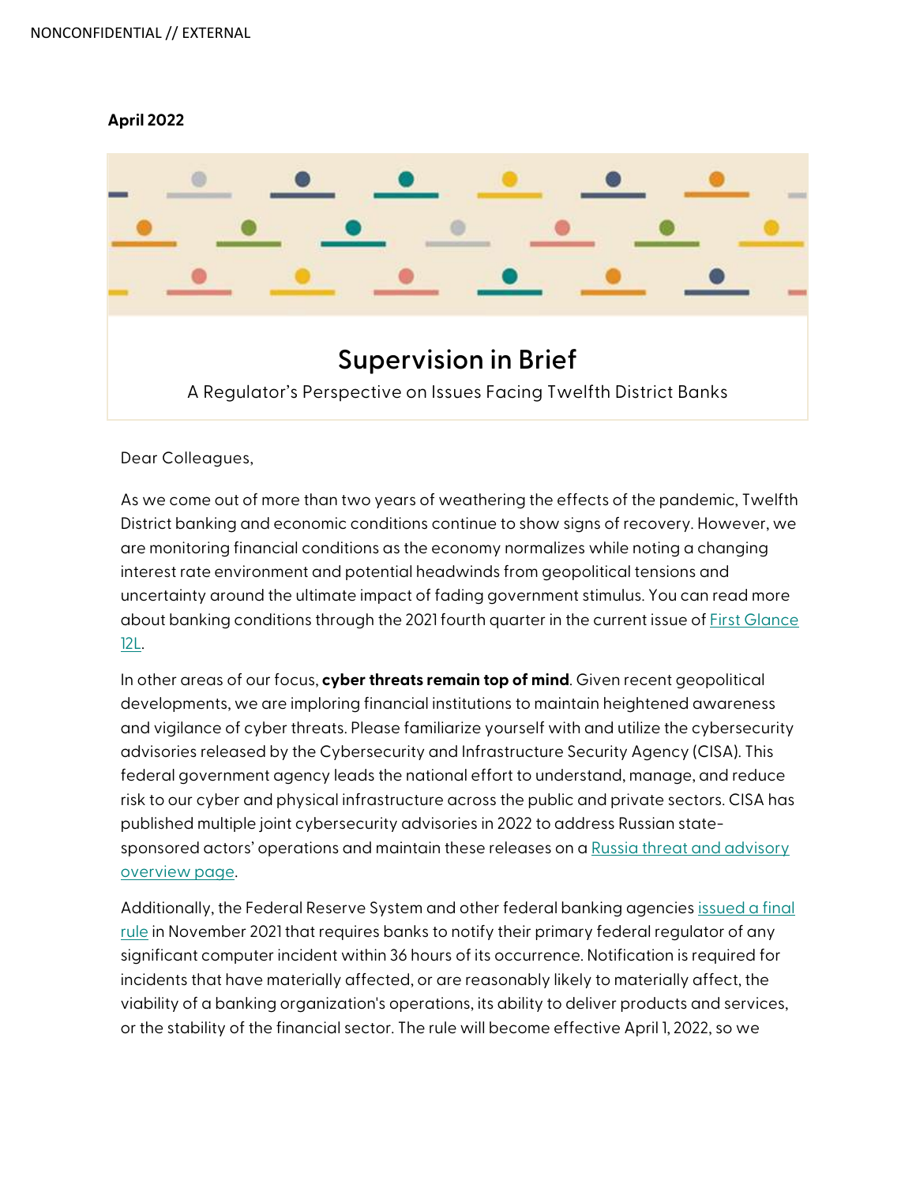NONCONFIDENTIAL // EXTERNAL

**April 2022**

# Supervision in Brief

A Regulator's Perspective on Issues Facing Twelfth District Banks

Dear Colleagues,

As we come out of more than two years of weathering the effects of the pandemic, Twelfth District banking and economic conditions continue to show signs of recovery. However, we are monitoring financial conditions as the economy normalizes while noting a changing interest rate environment and potential headwinds from geopolitical tensions and uncertainty around the ultimate impact of fading government stimulus. You can read more about banking conditions through the 2021 fourth quarter in the current issue of First Glance 12L.

In other areas of our focus, **cyber threats remain top of mind**. Given recent geopolitical developments, we are imploring financial institutions to maintain heightened awareness and vigilance of cyber threats. Please familiarize yourself with and utilize the cybersecurity advisories released by the Cybersecurity and Infrastructure Security Agency (CISA). This federal government agency leads the national effort to understand, manage, and reduce risk to our cyber and physical infrastructure across the public and private sectors. CISA has published multiple joint cybersecurity advisories in 2022 to address Russian state-sponsored actors' operations and maintain these releases on a Russia threat and advisory overview page.

Additionally, the Federal Reserve System and other federal banking agencies issued a final rule in November 2021 that requires banks to notify their primary federal regulator of any significant computer incident within 36 hours of its occurrence. Notification is required for incidents that have materially affected, or are reasonably likely to materially affect, the viability of a banking organization's operations, its ability to deliver products and services, or the stability of the financial sector. The rule will become effective April 1, 2022, so we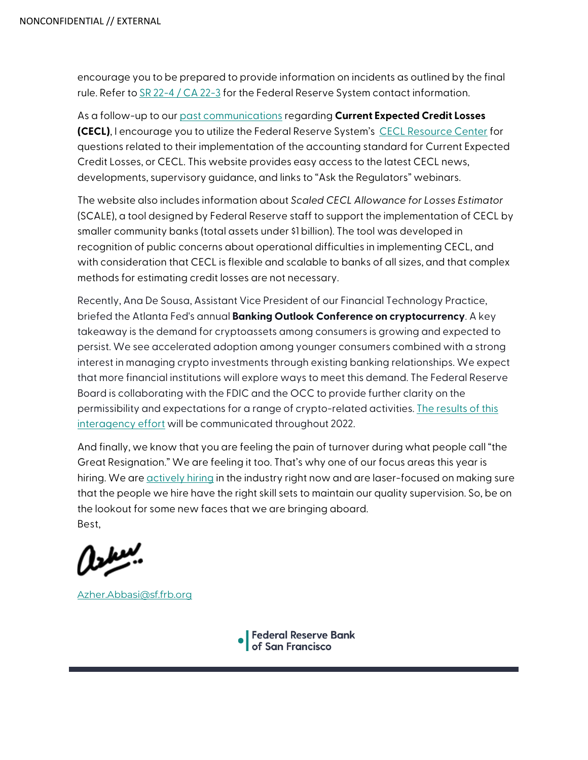encourage you to be prepared to provide information on incidents as outlined by the final rule. Refer to [SR 22-4 / CA 22-3] for the Federal Reserve System contact information.

As a follow-up to our past communications regarding **Current Expected Credit Losses (CECL)**, I encourage you to utilize the Federal Reserve System's CECL Resource Center for questions related to their implementation of the accounting standard for Current Expected Credit Losses, or CECL. This website provides easy access to the latest CECL news, developments, supervisory guidance, and links to "Ask the Regulators" webinars.

The website also includes information about *Scaled CECL Allowance for Losses Estimator* (SCALE), a tool designed by Federal Reserve staff to support the implementation of CECL by smaller community banks (total assets under $1 billion). The tool was developed in recognition of public concerns about operational difficulties in implementing CECL, and with consideration that CECL is flexible and scalable to banks of all sizes, and that complex methods for estimating credit losses are not necessary.

Recently, Ana De Sousa, Assistant Vice President of our Financial Technology Practice, briefed the Atlanta Fed's annual **Banking Outlook Conference on cryptocurrency**. A key takeaway is the demand for cryptoassets among consumers is growing and expected to persist. We see accelerated adoption among younger consumers combined with a strong interest in managing crypto investments through existing banking relationships. We expect that more financial institutions will explore ways to meet this demand. The Federal Reserve Board is collaborating with the FDIC and the OCC to provide further clarity on the permissibility and expectations for a range of crypto-related activities. The results of this interagency effort will be communicated throughout 2022.

And finally, we know that you are feeling the pain of turnover during what people call "the Great Resignation." We are feeling it too. That's why one of our focus areas this year is hiring. We are actively hiring in the industry right now and are laser-focused on making sure that the people we hire have the right skill sets to maintain our quality supervision. So, be on the lookout for some new faces that we are bringing aboard.

Best,

Azher

Azher.Abbasi@sf.frb.org

Federal Reserve Bank of San Francisco